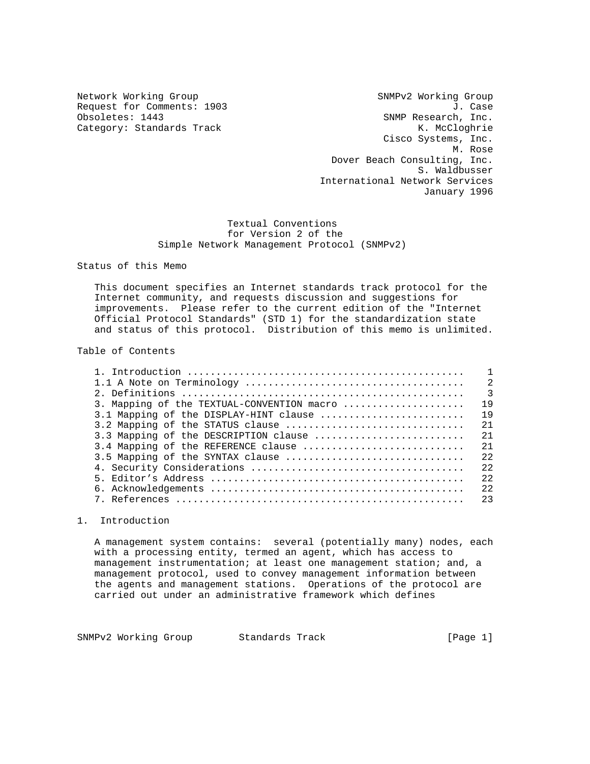Network Working Group                                    SNMPv2 Working Group
Request for Comments: 1903                                            J. Case
Obsoletes: 1443                                          SNMP Research, Inc.
Category: Standards Track                                       K. McCloghrie
                                                          Cisco Systems, Inc.
                                                                      M. Rose
                                                 Dover Beach Consulting, Inc.
                                                                S. Waldbusser
                                               International Network Services
                                                                 January 1996

# Textual Conventions for Version 2 of the Simple Network Management Protocol (SNMPv2)

## Status of this Memo

This document specifies an Internet standards track protocol for the Internet community, and requests discussion and suggestions for improvements. Please refer to the current edition of the "Internet Official Protocol Standards" (STD 1) for the standardization state and status of this protocol. Distribution of this memo is unlimited.

## Table of Contents

| Section | Page |
| --- | --- |
| 1. Introduction | 1 |
| 1.1 A Note on Terminology | 2 |
| 2. Definitions | 3 |
| 3. Mapping of the TEXTUAL-CONVENTION macro | 19 |
| 3.1 Mapping of the DISPLAY-HINT clause | 19 |
| 3.2 Mapping of the STATUS clause | 21 |
| 3.3 Mapping of the DESCRIPTION clause | 21 |
| 3.4 Mapping of the REFERENCE clause | 21 |
| 3.5 Mapping of the SYNTAX clause | 22 |
| 4. Security Considerations | 22 |
| 5. Editor's Address | 22 |
| 6. Acknowledgements | 22 |
| 7. References | 23 |

## 1. Introduction

A management system contains: several (potentially many) nodes, each with a processing entity, termed an agent, which has access to management instrumentation; at least one management station; and, a management protocol, used to convey management information between the agents and management stations. Operations of the protocol are carried out under an administrative framework which defines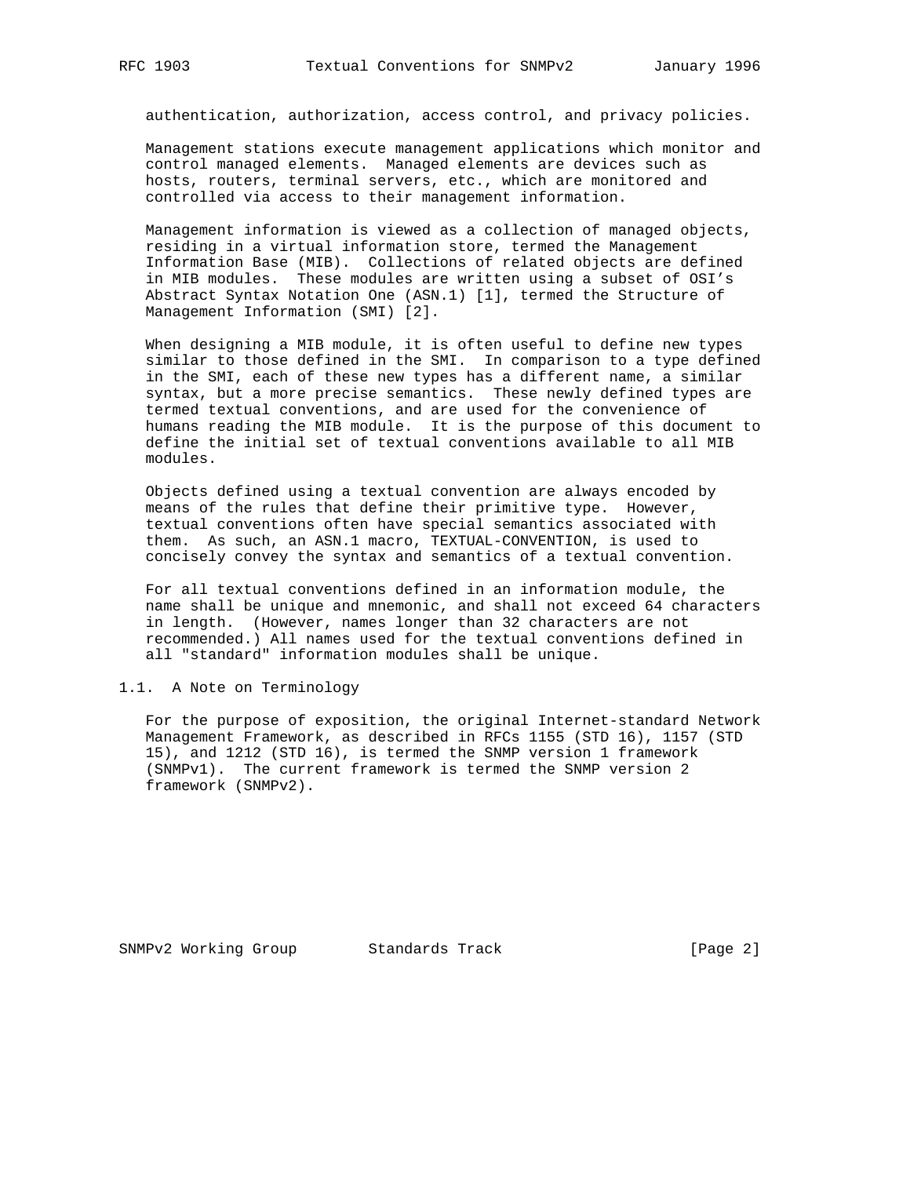authentication, authorization, access control, and privacy policies.

Management stations execute management applications which monitor and control managed elements. Managed elements are devices such as hosts, routers, terminal servers, etc., which are monitored and controlled via access to their management information.

Management information is viewed as a collection of managed objects, residing in a virtual information store, termed the Management Information Base (MIB). Collections of related objects are defined in MIB modules. These modules are written using a subset of OSI's Abstract Syntax Notation One (ASN.1) [1], termed the Structure of Management Information (SMI) [2].

When designing a MIB module, it is often useful to define new types similar to those defined in the SMI. In comparison to a type defined in the SMI, each of these new types has a different name, a similar syntax, but a more precise semantics. These newly defined types are termed textual conventions, and are used for the convenience of humans reading the MIB module. It is the purpose of this document to define the initial set of textual conventions available to all MIB modules.

Objects defined using a textual convention are always encoded by means of the rules that define their primitive type. However, textual conventions often have special semantics associated with them. As such, an ASN.1 macro, TEXTUAL-CONVENTION, is used to concisely convey the syntax and semantics of a textual convention.

For all textual conventions defined in an information module, the name shall be unique and mnemonic, and shall not exceed 64 characters in length. (However, names longer than 32 characters are not recommended.) All names used for the textual conventions defined in all "standard" information modules shall be unique.

## 1.1. A Note on Terminology

For the purpose of exposition, the original Internet-standard Network Management Framework, as described in RFCs 1155 (STD 16), 1157 (STD 15), and 1212 (STD 16), is termed the SNMP version 1 framework (SNMPv1). The current framework is termed the SNMP version 2 framework (SNMPv2).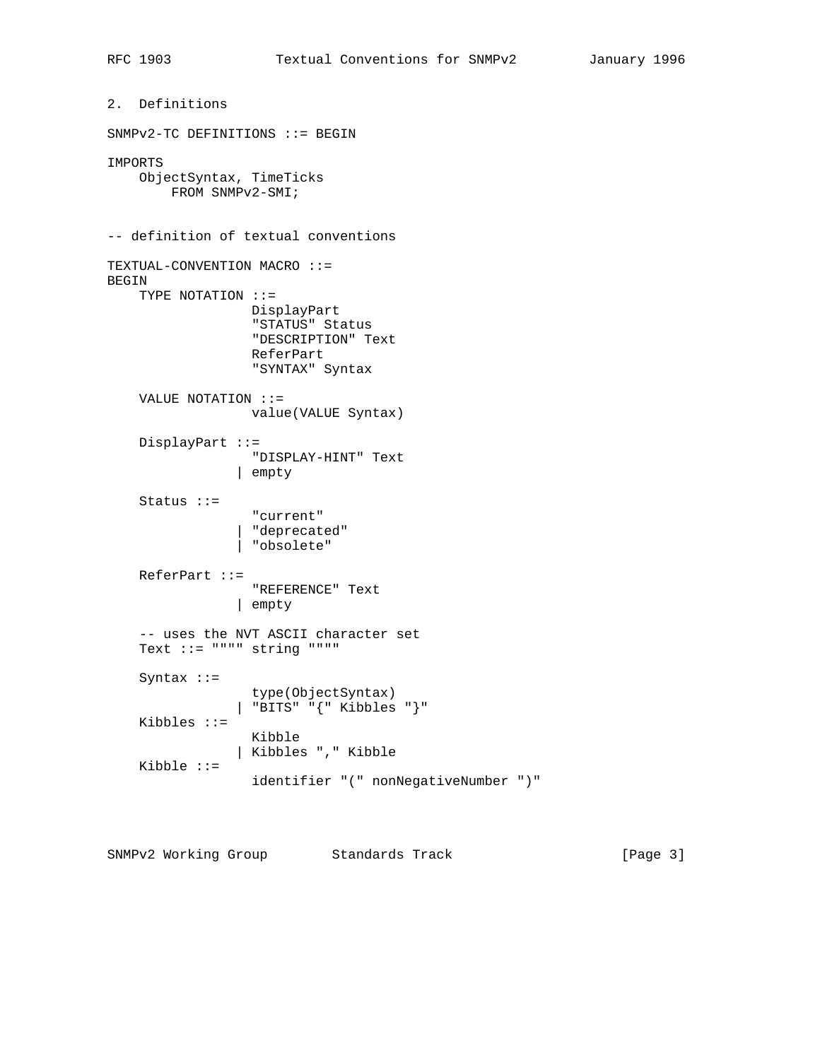## 2. Definitions

```
SNMPv2-TC DEFINITIONS ::= BEGIN

IMPORTS
    ObjectSyntax, TimeTicks
        FROM SNMPv2-SMI;


-- definition of textual conventions

TEXTUAL-CONVENTION MACRO ::=
BEGIN
    TYPE NOTATION ::=
                  DisplayPart
                  "STATUS" Status
                  "DESCRIPTION" Text
                  ReferPart
                  "SYNTAX" Syntax

    VALUE NOTATION ::=
                  value(VALUE Syntax)

    DisplayPart ::=
                  "DISPLAY-HINT" Text
                | empty

    Status ::=
                  "current"
                | "deprecated"
                | "obsolete"

    ReferPart ::=
                  "REFERENCE" Text
                | empty

    -- uses the NVT ASCII character set
    Text ::= """" string """"

    Syntax ::=
                  type(ObjectSyntax)
                | "BITS" "{" Kibbles "}"
    Kibbles ::=
                  Kibble
                | Kibbles "," Kibble
    Kibble ::=
                  identifier "(" nonNegativeNumber ")"
```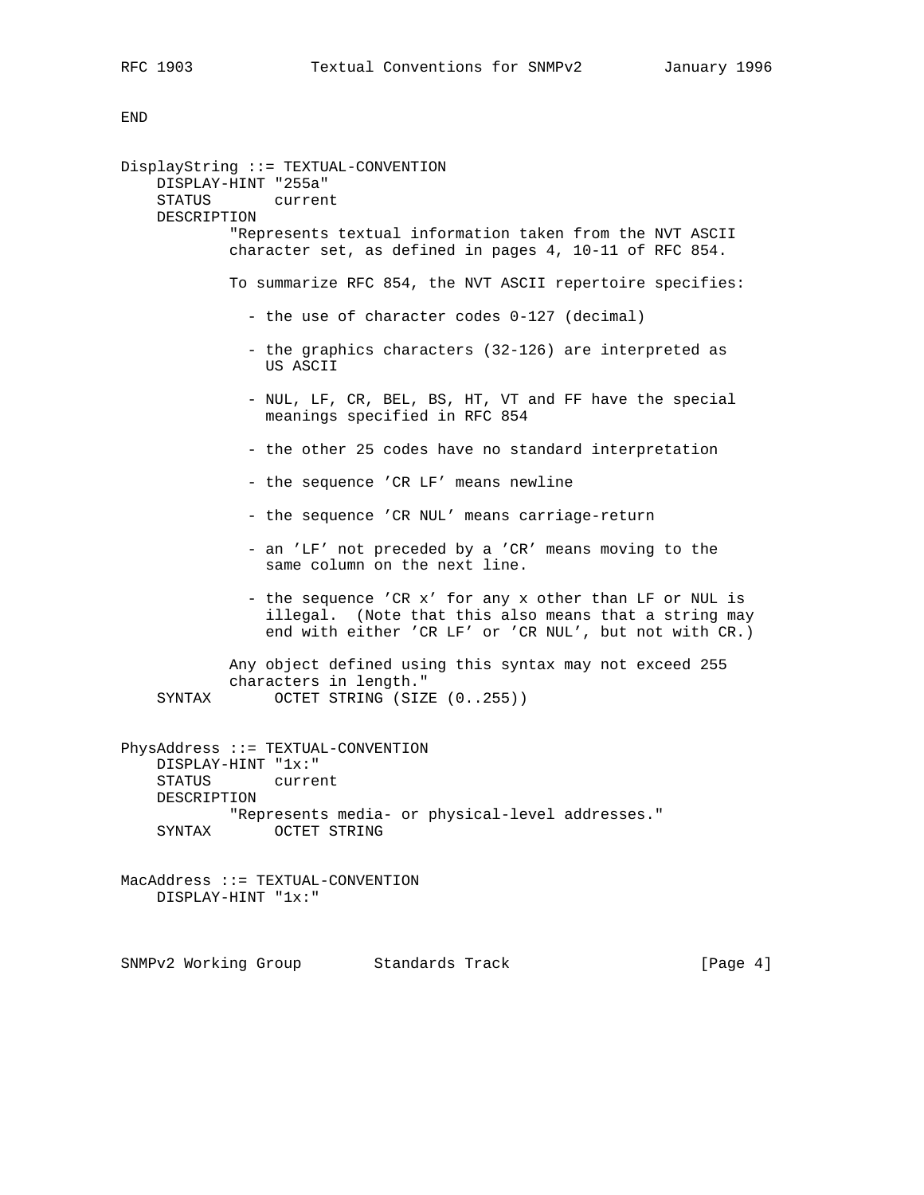```
END


DisplayString ::= TEXTUAL-CONVENTION
    DISPLAY-HINT "255a"
    STATUS       current
    DESCRIPTION
            "Represents textual information taken from the NVT ASCII
            character set, as defined in pages 4, 10-11 of RFC 854.

            To summarize RFC 854, the NVT ASCII repertoire specifies:

              - the use of character codes 0-127 (decimal)

              - the graphics characters (32-126) are interpreted as
                US ASCII

              - NUL, LF, CR, BEL, BS, HT, VT and FF have the special
                meanings specified in RFC 854

              - the other 25 codes have no standard interpretation

              - the sequence 'CR LF' means newline

              - the sequence 'CR NUL' means carriage-return

              - an 'LF' not preceded by a 'CR' means moving to the
                same column on the next line.

              - the sequence 'CR x' for any x other than LF or NUL is
                illegal.  (Note that this also means that a string may
                end with either 'CR LF' or 'CR NUL', but not with CR.)

            Any object defined using this syntax may not exceed 255
            characters in length."
    SYNTAX       OCTET STRING (SIZE (0..255))


PhysAddress ::= TEXTUAL-CONVENTION
    DISPLAY-HINT "1x:"
    STATUS       current
    DESCRIPTION
            "Represents media- or physical-level addresses."
    SYNTAX       OCTET STRING


MacAddress ::= TEXTUAL-CONVENTION
    DISPLAY-HINT "1x:"
```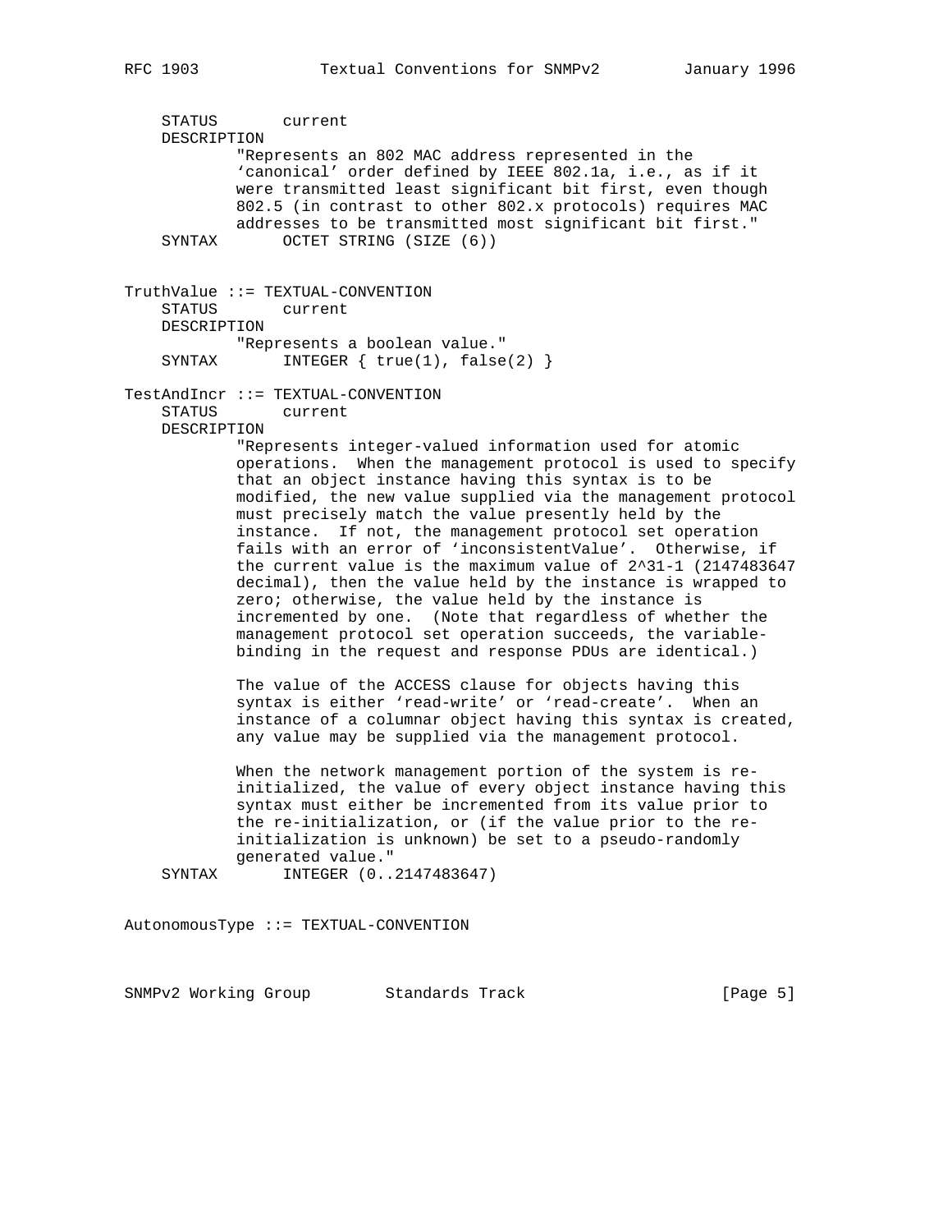```
    STATUS       current
    DESCRIPTION
            "Represents an 802 MAC address represented in the
            `canonical' order defined by IEEE 802.1a, i.e., as if it
            were transmitted least significant bit first, even though
            802.5 (in contrast to other 802.x protocols) requires MAC
            addresses to be transmitted most significant bit first."
    SYNTAX       OCTET STRING (SIZE (6))


TruthValue ::= TEXTUAL-CONVENTION
    STATUS       current
    DESCRIPTION
            "Represents a boolean value."
    SYNTAX       INTEGER { true(1), false(2) }

TestAndIncr ::= TEXTUAL-CONVENTION
    STATUS       current
    DESCRIPTION
            "Represents integer-valued information used for atomic
            operations.  When the management protocol is used to specify
            that an object instance having this syntax is to be
            modified, the new value supplied via the management protocol
            must precisely match the value presently held by the
            instance.  If not, the management protocol set operation
            fails with an error of `inconsistentValue'.  Otherwise, if
            the current value is the maximum value of 2^31-1 (2147483647
            decimal), then the value held by the instance is wrapped to
            zero; otherwise, the value held by the instance is
            incremented by one.  (Note that regardless of whether the
            management protocol set operation succeeds, the variable-
            binding in the request and response PDUs are identical.)

            The value of the ACCESS clause for objects having this
            syntax is either `read-write' or `read-create'.  When an
            instance of a columnar object having this syntax is created,
            any value may be supplied via the management protocol.

            When the network management portion of the system is re-
            initialized, the value of every object instance having this
            syntax must either be incremented from its value prior to
            the re-initialization, or (if the value prior to the re-
            initialization is unknown) be set to a pseudo-randomly
            generated value."
    SYNTAX       INTEGER (0..2147483647)


AutonomousType ::= TEXTUAL-CONVENTION
```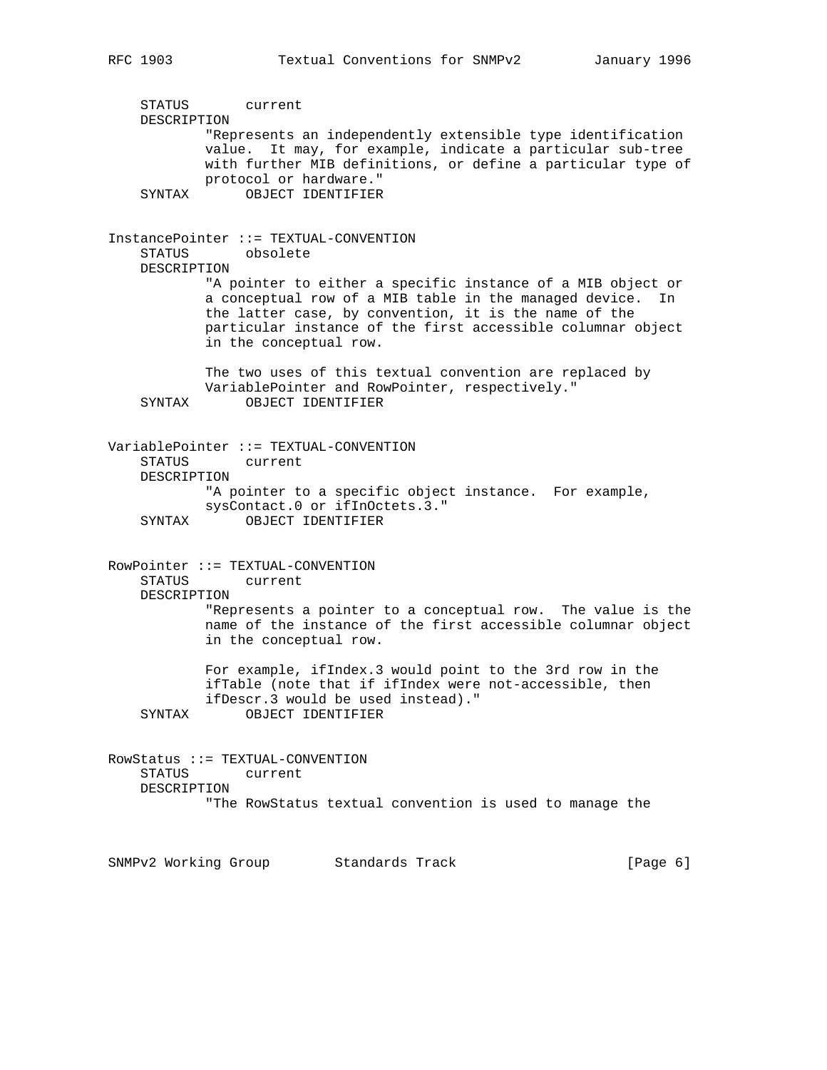```
    STATUS       current
    DESCRIPTION
            "Represents an independently extensible type identification
            value.  It may, for example, indicate a particular sub-tree
            with further MIB definitions, or define a particular type of
            protocol or hardware."
    SYNTAX       OBJECT IDENTIFIER


InstancePointer ::= TEXTUAL-CONVENTION
    STATUS       obsolete
    DESCRIPTION
            "A pointer to either a specific instance of a MIB object or
            a conceptual row of a MIB table in the managed device.  In
            the latter case, by convention, it is the name of the
            particular instance of the first accessible columnar object
            in the conceptual row.

            The two uses of this textual convention are replaced by
            VariablePointer and RowPointer, respectively."
    SYNTAX       OBJECT IDENTIFIER


VariablePointer ::= TEXTUAL-CONVENTION
    STATUS       current
    DESCRIPTION
            "A pointer to a specific object instance.  For example,
            sysContact.0 or ifInOctets.3."
    SYNTAX       OBJECT IDENTIFIER


RowPointer ::= TEXTUAL-CONVENTION
    STATUS       current
    DESCRIPTION
            "Represents a pointer to a conceptual row.  The value is the
            name of the instance of the first accessible columnar object
            in the conceptual row.

            For example, ifIndex.3 would point to the 3rd row in the
            ifTable (note that if ifIndex were not-accessible, then
            ifDescr.3 would be used instead)."
    SYNTAX       OBJECT IDENTIFIER


RowStatus ::= TEXTUAL-CONVENTION
    STATUS       current
    DESCRIPTION
            "The RowStatus textual convention is used to manage the
```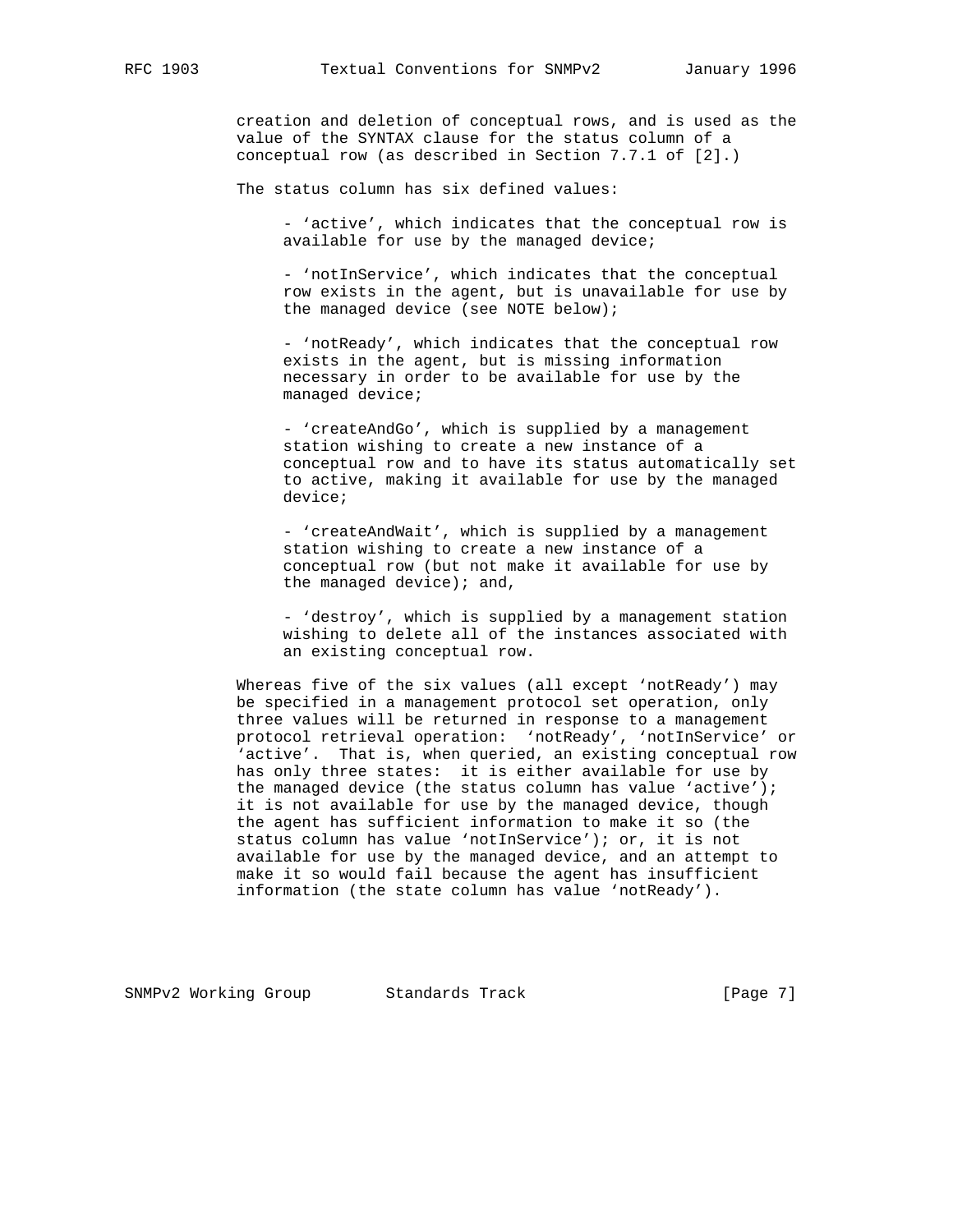creation and deletion of conceptual rows, and is used as the value of the SYNTAX clause for the status column of a conceptual row (as described in Section 7.7.1 of [2].)

The status column has six defined values:

- 'active', which indicates that the conceptual row is available for use by the managed device;

- 'notInService', which indicates that the conceptual row exists in the agent, but is unavailable for use by the managed device (see NOTE below);

- 'notReady', which indicates that the conceptual row exists in the agent, but is missing information necessary in order to be available for use by the managed device;

- 'createAndGo', which is supplied by a management station wishing to create a new instance of a conceptual row and to have its status automatically set to active, making it available for use by the managed device;

- 'createAndWait', which is supplied by a management station wishing to create a new instance of a conceptual row (but not make it available for use by the managed device); and,

- 'destroy', which is supplied by a management station wishing to delete all of the instances associated with an existing conceptual row.

Whereas five of the six values (all except 'notReady') may be specified in a management protocol set operation, only three values will be returned in response to a management protocol retrieval operation: 'notReady', 'notInService' or 'active'. That is, when queried, an existing conceptual row has only three states: it is either available for use by the managed device (the status column has value 'active'); it is not available for use by the managed device, though the agent has sufficient information to make it so (the status column has value 'notInService'); or, it is not available for use by the managed device, and an attempt to make it so would fail because the agent has insufficient information (the state column has value 'notReady').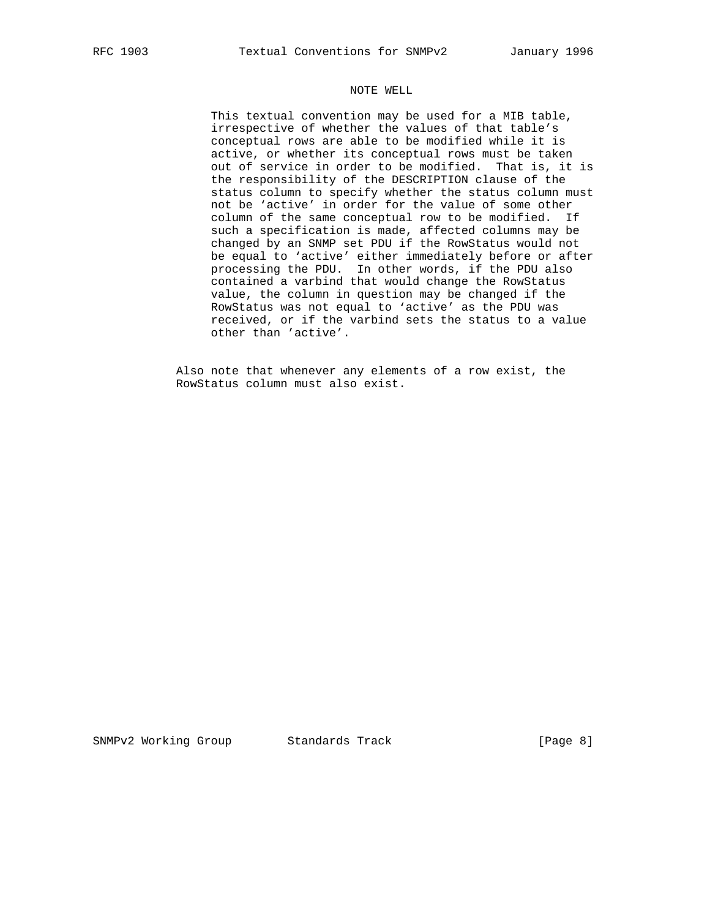NOTE WELL

This textual convention may be used for a MIB table, irrespective of whether the values of that table's conceptual rows are able to be modified while it is active, or whether its conceptual rows must be taken out of service in order to be modified. That is, it is the responsibility of the DESCRIPTION clause of the status column to specify whether the status column must not be 'active' in order for the value of some other column of the same conceptual row to be modified. If such a specification is made, affected columns may be changed by an SNMP set PDU if the RowStatus would not be equal to 'active' either immediately before or after processing the PDU. In other words, if the PDU also contained a varbind that would change the RowStatus value, the column in question may be changed if the RowStatus was not equal to 'active' as the PDU was received, or if the varbind sets the status to a value other than 'active'.

Also note that whenever any elements of a row exist, the RowStatus column must also exist.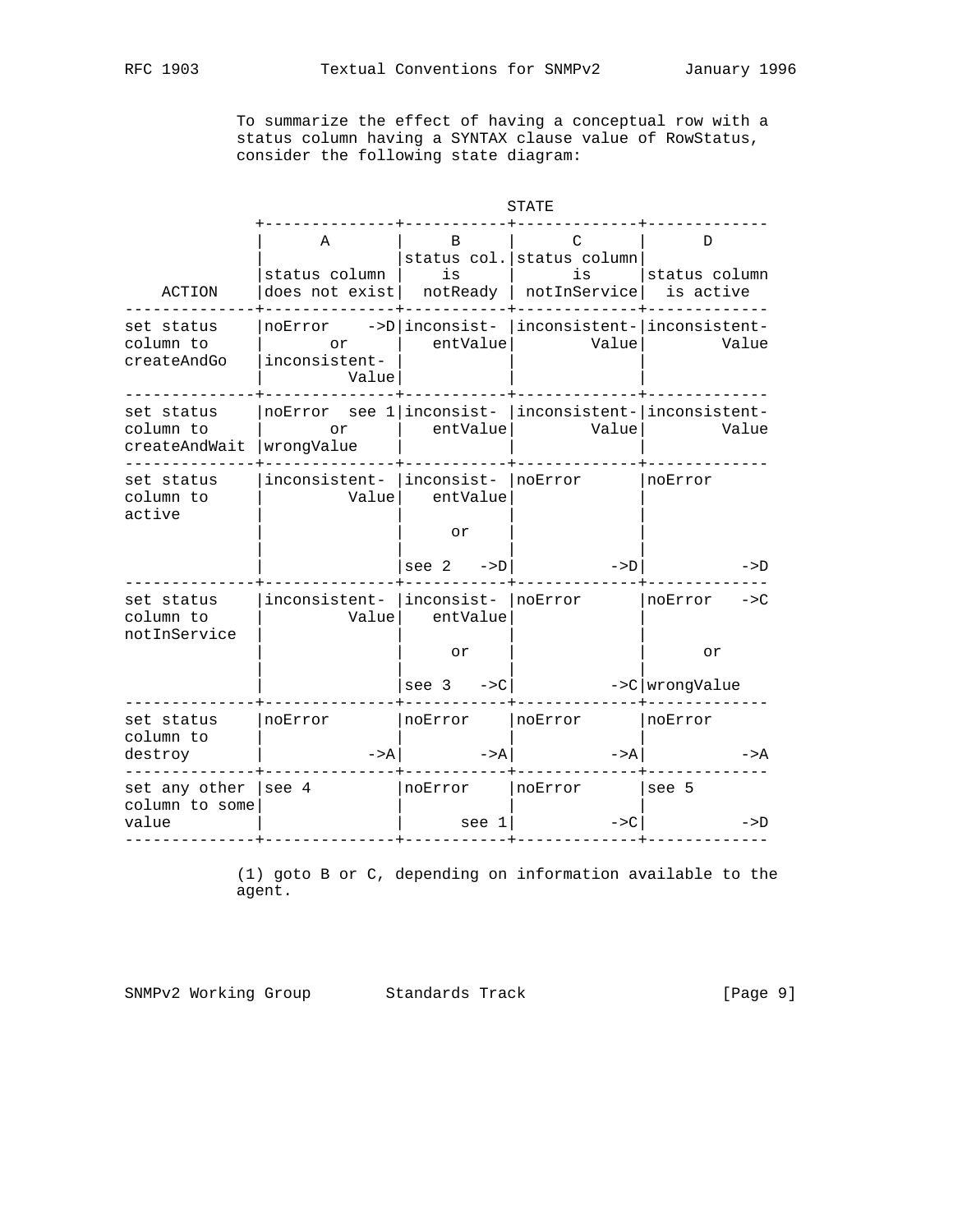To summarize the effect of having a conceptual row with a status column having a SYNTAX clause value of RowStatus, consider the following state diagram:

```
                                          STATE
              +--------------+-----------+-------------+-------------
              |      A       |     B     |      C      |      D
              |              |status col.|status column|
              |status column |    is     |      is     |status column
    ACTION    |does not exist|  notReady | notInService|  is active
--------------+--------------+-----------+-------------+-------------
set status    |noError    ->D|inconsist- |inconsistent-|inconsistent-
column to     |       or     |   entValue|        Value|        Value
createAndGo   |inconsistent- |           |             |
              |         Value|           |             |
--------------+--------------+-----------+-------------+-------------
set status    |noError  see 1|inconsist- |inconsistent-|inconsistent-
column to     |       or     |   entValue|        Value|        Value
createAndWait |wrongValue    |           |             |
--------------+--------------+-----------+-------------+-------------
set status    |inconsistent- |inconsist- |noError      |noError
column to     |         Value|   entValue|             |
active        |              |           |             |
              |              |     or    |             |
              |              |           |             |
              |              |see 2   ->D|          ->D|          ->D
--------------+--------------+-----------+-------------+-------------
set status    |inconsistent- |inconsist- |noError      |noError   ->C
column to     |         Value|   entValue|             |
notInService  |              |           |             |
              |              |     or    |             |      or
              |              |           |             |
              |              |see 3   ->C|          ->C|wrongValue
--------------+--------------+-----------+-------------+-------------
set status    |noError       |noError    |noError      |noError
column to     |              |           |             |
destroy       |           ->A|        ->A|          ->A|          ->A
--------------+--------------+-----------+-------------+-------------
set any other |see 4         |noError    |noError      |see 5
column to some|              |           |             |
value         |              |      see 1|          ->C|          ->D
--------------+--------------+-----------+-------------+-------------
```

(1) goto B or C, depending on information available to the agent.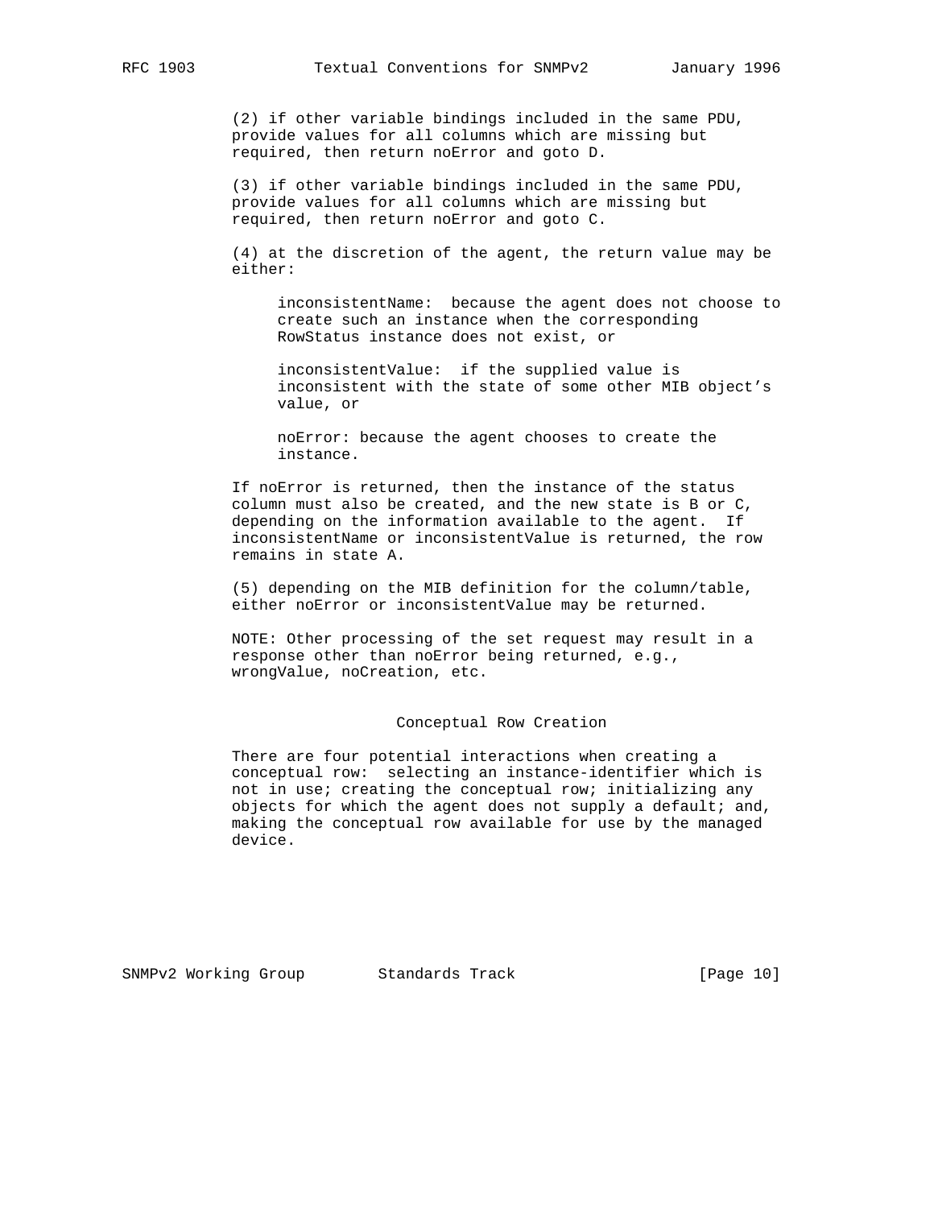(2) if other variable bindings included in the same PDU, provide values for all columns which are missing but required, then return noError and goto D.

(3) if other variable bindings included in the same PDU, provide values for all columns which are missing but required, then return noError and goto C.

(4) at the discretion of the agent, the return value may be either:

> inconsistentName: because the agent does not choose to create such an instance when the corresponding RowStatus instance does not exist, or
>
> inconsistentValue: if the supplied value is inconsistent with the state of some other MIB object's value, or
>
> noError: because the agent chooses to create the instance.

If noError is returned, then the instance of the status column must also be created, and the new state is B or C, depending on the information available to the agent. If inconsistentName or inconsistentValue is returned, the row remains in state A.

(5) depending on the MIB definition for the column/table, either noError or inconsistentValue may be returned.

NOTE: Other processing of the set request may result in a response other than noError being returned, e.g., wrongValue, noCreation, etc.

### Conceptual Row Creation

There are four potential interactions when creating a conceptual row: selecting an instance-identifier which is not in use; creating the conceptual row; initializing any objects for which the agent does not supply a default; and, making the conceptual row available for use by the managed device.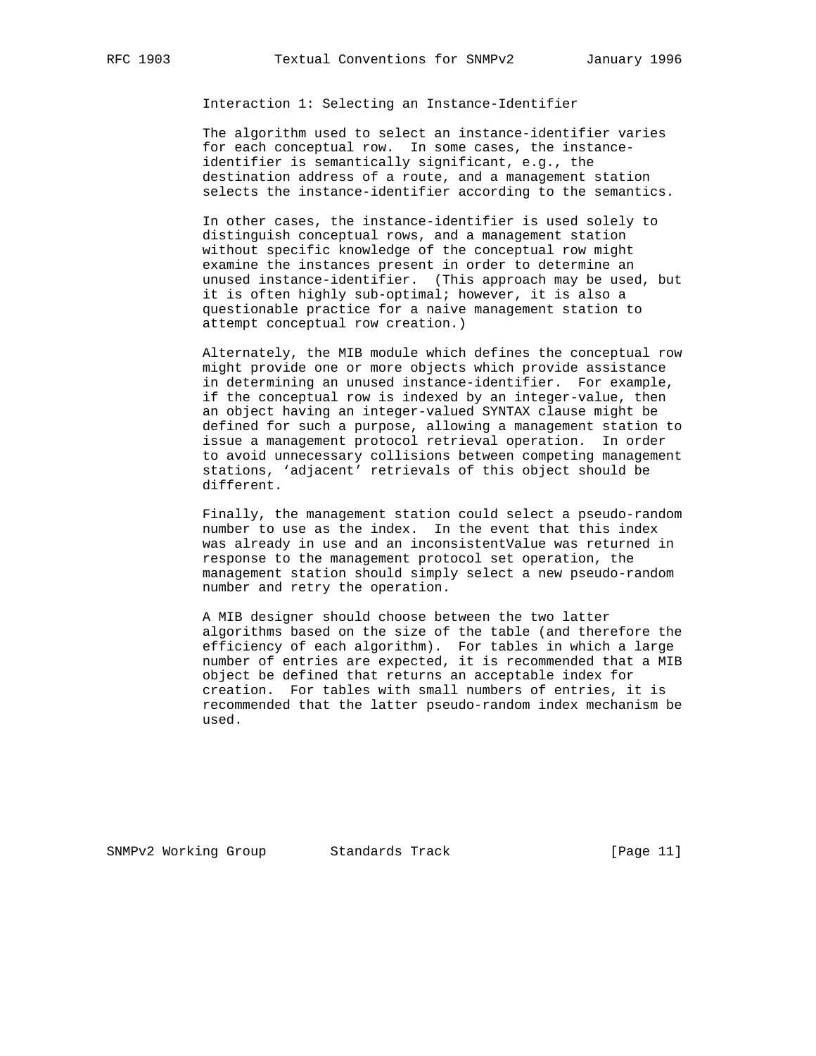Interaction 1: Selecting an Instance-Identifier

The algorithm used to select an instance-identifier varies for each conceptual row. In some cases, the instance-identifier is semantically significant, e.g., the destination address of a route, and a management station selects the instance-identifier according to the semantics.

In other cases, the instance-identifier is used solely to distinguish conceptual rows, and a management station without specific knowledge of the conceptual row might examine the instances present in order to determine an unused instance-identifier. (This approach may be used, but it is often highly sub-optimal; however, it is also a questionable practice for a naive management station to attempt conceptual row creation.)

Alternately, the MIB module which defines the conceptual row might provide one or more objects which provide assistance in determining an unused instance-identifier. For example, if the conceptual row is indexed by an integer-value, then an object having an integer-valued SYNTAX clause might be defined for such a purpose, allowing a management station to issue a management protocol retrieval operation. In order to avoid unnecessary collisions between competing management stations, 'adjacent' retrievals of this object should be different.

Finally, the management station could select a pseudo-random number to use as the index. In the event that this index was already in use and an inconsistentValue was returned in response to the management protocol set operation, the management station should simply select a new pseudo-random number and retry the operation.

A MIB designer should choose between the two latter algorithms based on the size of the table (and therefore the efficiency of each algorithm). For tables in which a large number of entries are expected, it is recommended that a MIB object be defined that returns an acceptable index for creation. For tables with small numbers of entries, it is recommended that the latter pseudo-random index mechanism be used.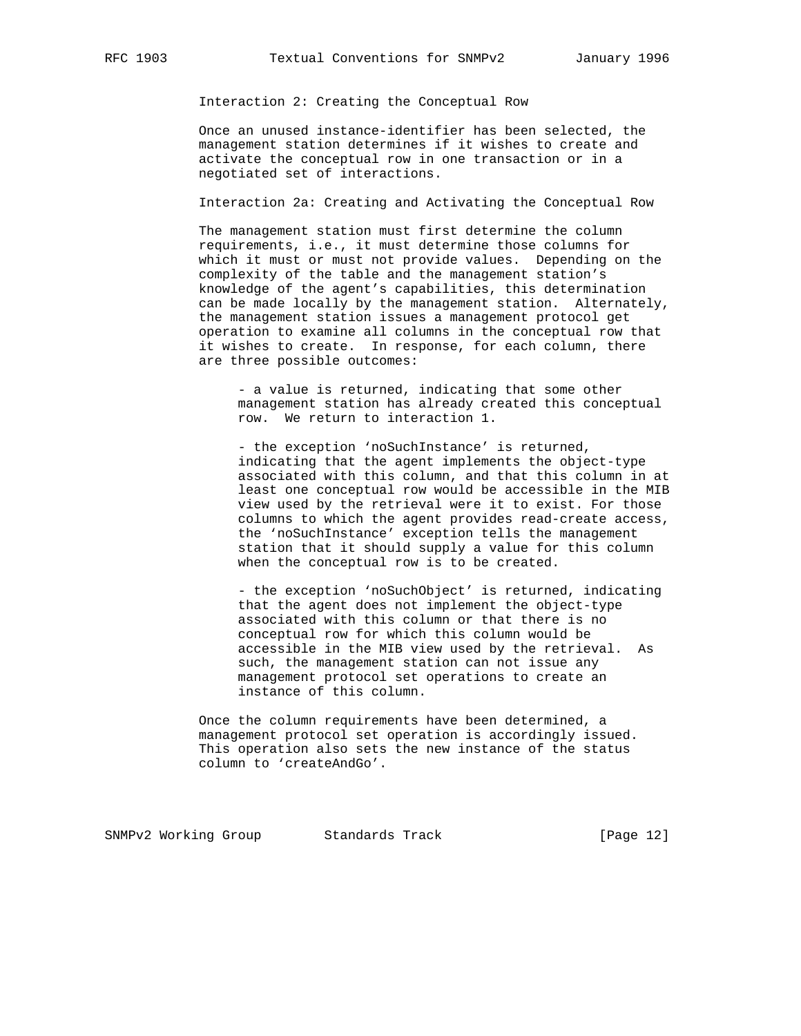Interaction 2: Creating the Conceptual Row

Once an unused instance-identifier has been selected, the management station determines if it wishes to create and activate the conceptual row in one transaction or in a negotiated set of interactions.

Interaction 2a: Creating and Activating the Conceptual Row

The management station must first determine the column requirements, i.e., it must determine those columns for which it must or must not provide values. Depending on the complexity of the table and the management station's knowledge of the agent's capabilities, this determination can be made locally by the management station. Alternately, the management station issues a management protocol get operation to examine all columns in the conceptual row that it wishes to create. In response, for each column, there are three possible outcomes:

- a value is returned, indicating that some other management station has already created this conceptual row. We return to interaction 1.

- the exception 'noSuchInstance' is returned, indicating that the agent implements the object-type associated with this column, and that this column in at least one conceptual row would be accessible in the MIB view used by the retrieval were it to exist. For those columns to which the agent provides read-create access, the 'noSuchInstance' exception tells the management station that it should supply a value for this column when the conceptual row is to be created.

- the exception 'noSuchObject' is returned, indicating that the agent does not implement the object-type associated with this column or that there is no conceptual row for which this column would be accessible in the MIB view used by the retrieval. As such, the management station can not issue any management protocol set operations to create an instance of this column.

Once the column requirements have been determined, a management protocol set operation is accordingly issued. This operation also sets the new instance of the status column to 'createAndGo'.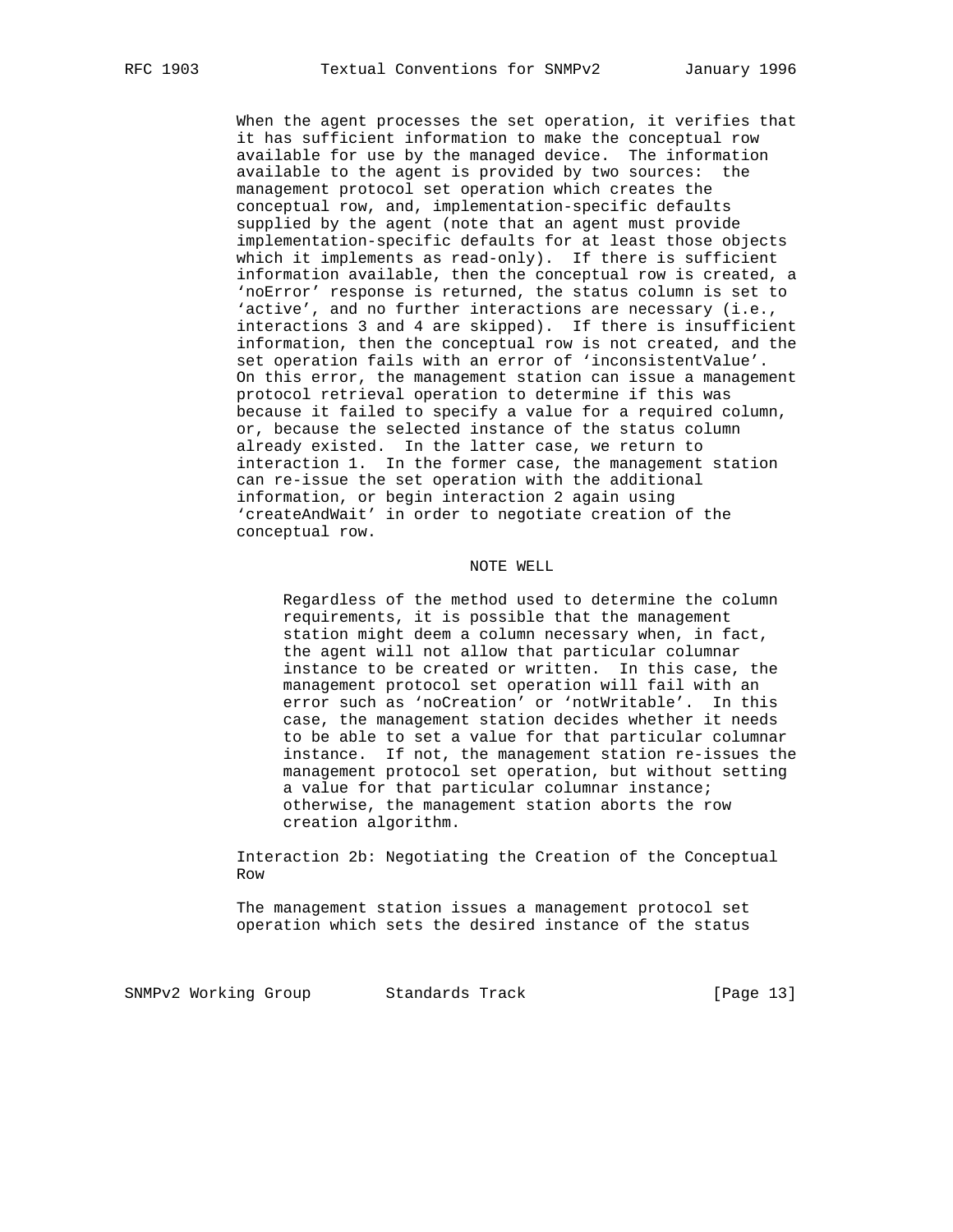When the agent processes the set operation, it verifies that it has sufficient information to make the conceptual row available for use by the managed device. The information available to the agent is provided by two sources: the management protocol set operation which creates the conceptual row, and, implementation-specific defaults supplied by the agent (note that an agent must provide implementation-specific defaults for at least those objects which it implements as read-only). If there is sufficient information available, then the conceptual row is created, a 'noError' response is returned, the status column is set to 'active', and no further interactions are necessary (i.e., interactions 3 and 4 are skipped). If there is insufficient information, then the conceptual row is not created, and the set operation fails with an error of 'inconsistentValue'. On this error, the management station can issue a management protocol retrieval operation to determine if this was because it failed to specify a value for a required column, or, because the selected instance of the status column already existed. In the latter case, we return to interaction 1. In the former case, the management station can re-issue the set operation with the additional information, or begin interaction 2 again using 'createAndWait' in order to negotiate creation of the conceptual row.

NOTE WELL

> Regardless of the method used to determine the column requirements, it is possible that the management station might deem a column necessary when, in fact, the agent will not allow that particular columnar instance to be created or written. In this case, the management protocol set operation will fail with an error such as 'noCreation' or 'notWritable'. In this case, the management station decides whether it needs to be able to set a value for that particular columnar instance. If not, the management station re-issues the management protocol set operation, but without setting a value for that particular columnar instance; otherwise, the management station aborts the row creation algorithm.

Interaction 2b: Negotiating the Creation of the Conceptual Row

The management station issues a management protocol set operation which sets the desired instance of the status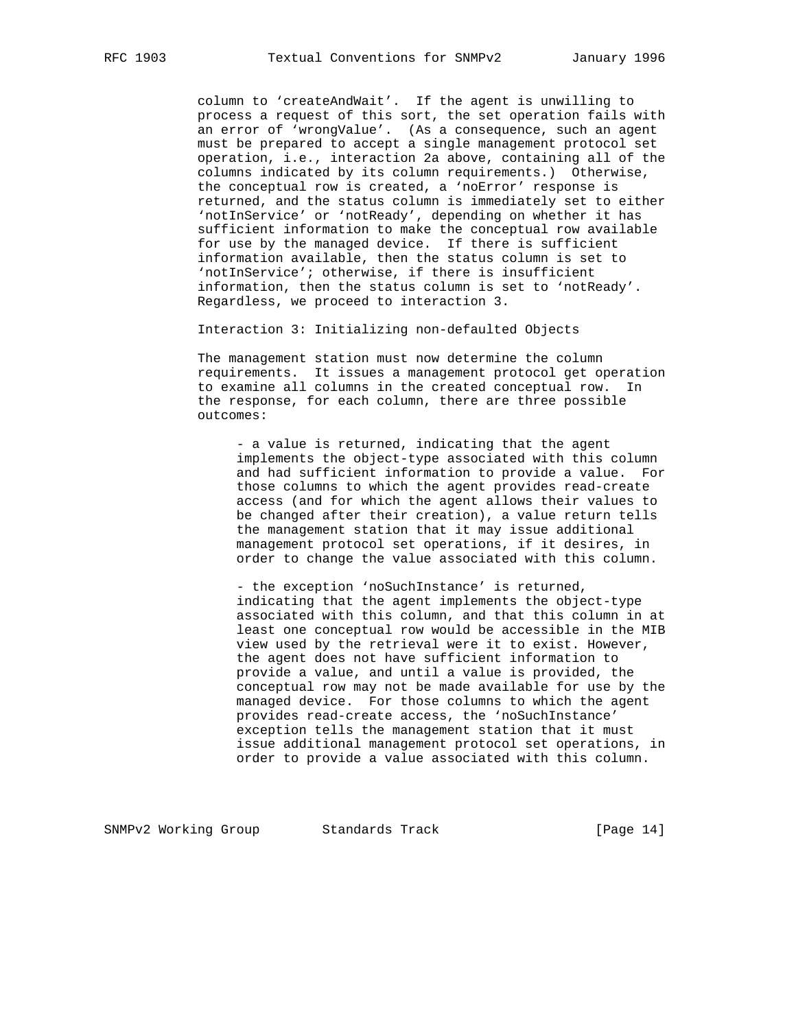column to 'createAndWait'. If the agent is unwilling to process a request of this sort, the set operation fails with an error of 'wrongValue'. (As a consequence, such an agent must be prepared to accept a single management protocol set operation, i.e., interaction 2a above, containing all of the columns indicated by its column requirements.) Otherwise, the conceptual row is created, a 'noError' response is returned, and the status column is immediately set to either 'notInService' or 'notReady', depending on whether it has sufficient information to make the conceptual row available for use by the managed device. If there is sufficient information available, then the status column is set to 'notInService'; otherwise, if there is insufficient information, then the status column is set to 'notReady'. Regardless, we proceed to interaction 3.

Interaction 3: Initializing non-defaulted Objects

The management station must now determine the column requirements. It issues a management protocol get operation to examine all columns in the created conceptual row. In the response, for each column, there are three possible outcomes:

- a value is returned, indicating that the agent implements the object-type associated with this column and had sufficient information to provide a value. For those columns to which the agent provides read-create access (and for which the agent allows their values to be changed after their creation), a value return tells the management station that it may issue additional management protocol set operations, if it desires, in order to change the value associated with this column.

- the exception 'noSuchInstance' is returned, indicating that the agent implements the object-type associated with this column, and that this column in at least one conceptual row would be accessible in the MIB view used by the retrieval were it to exist. However, the agent does not have sufficient information to provide a value, and until a value is provided, the conceptual row may not be made available for use by the managed device. For those columns to which the agent provides read-create access, the 'noSuchInstance' exception tells the management station that it must issue additional management protocol set operations, in order to provide a value associated with this column.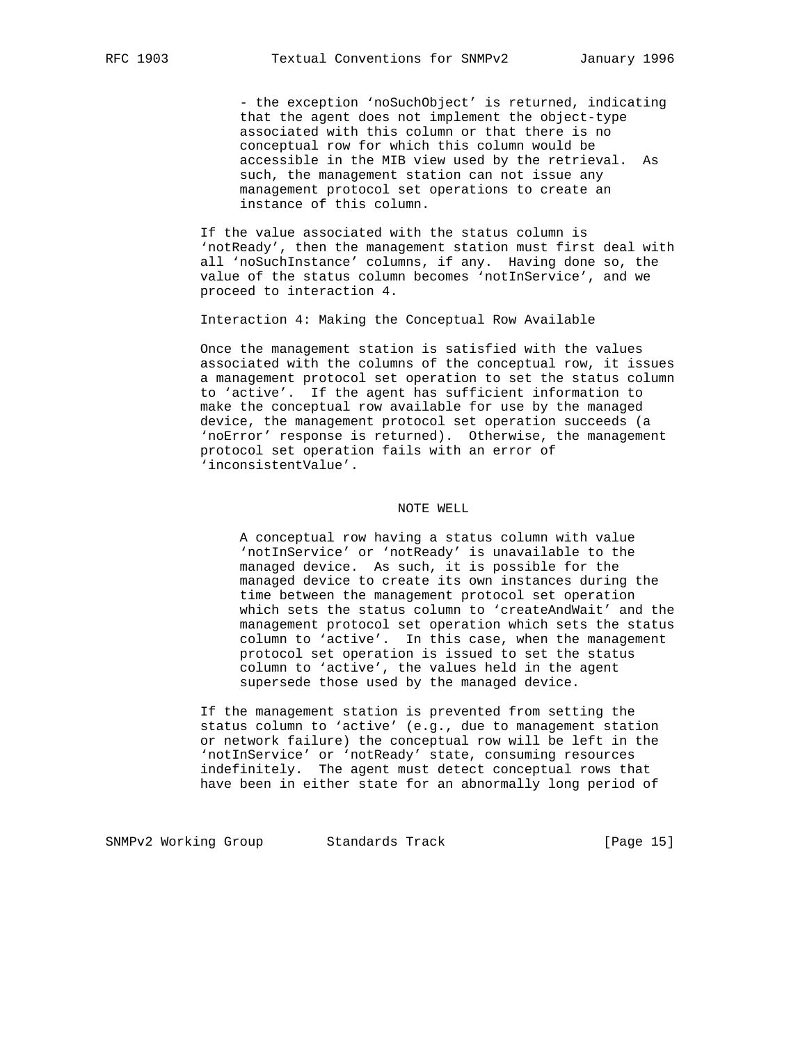- the exception 'noSuchObject' is returned, indicating that the agent does not implement the object-type associated with this column or that there is no conceptual row for which this column would be accessible in the MIB view used by the retrieval. As such, the management station can not issue any management protocol set operations to create an instance of this column.

If the value associated with the status column is 'notReady', then the management station must first deal with all 'noSuchInstance' columns, if any. Having done so, the value of the status column becomes 'notInService', and we proceed to interaction 4.

Interaction 4: Making the Conceptual Row Available

Once the management station is satisfied with the values associated with the columns of the conceptual row, it issues a management protocol set operation to set the status column to 'active'. If the agent has sufficient information to make the conceptual row available for use by the managed device, the management protocol set operation succeeds (a 'noError' response is returned). Otherwise, the management protocol set operation fails with an error of 'inconsistentValue'.

NOTE WELL

A conceptual row having a status column with value 'notInService' or 'notReady' is unavailable to the managed device. As such, it is possible for the managed device to create its own instances during the time between the management protocol set operation which sets the status column to 'createAndWait' and the management protocol set operation which sets the status column to 'active'. In this case, when the management protocol set operation is issued to set the status column to 'active', the values held in the agent supersede those used by the managed device.

If the management station is prevented from setting the status column to 'active' (e.g., due to management station or network failure) the conceptual row will be left in the 'notInService' or 'notReady' state, consuming resources indefinitely. The agent must detect conceptual rows that have been in either state for an abnormally long period of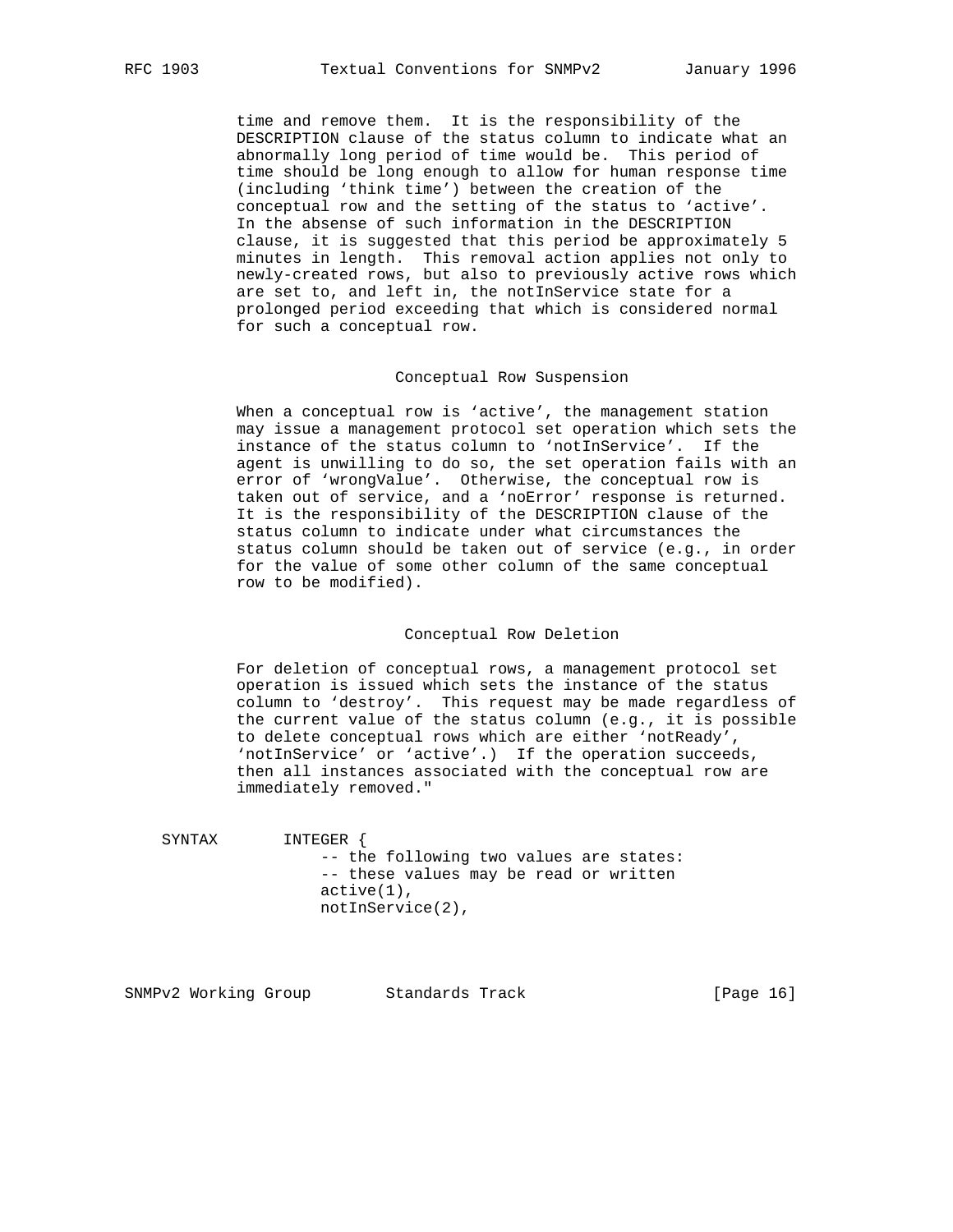time and remove them. It is the responsibility of the DESCRIPTION clause of the status column to indicate what an abnormally long period of time would be. This period of time should be long enough to allow for human response time (including 'think time') between the creation of the conceptual row and the setting of the status to 'active'. In the absense of such information in the DESCRIPTION clause, it is suggested that this period be approximately 5 minutes in length. This removal action applies not only to newly-created rows, but also to previously active rows which are set to, and left in, the notInService state for a prolonged period exceeding that which is considered normal for such a conceptual row.

### Conceptual Row Suspension

When a conceptual row is 'active', the management station may issue a management protocol set operation which sets the instance of the status column to 'notInService'. If the agent is unwilling to do so, the set operation fails with an error of 'wrongValue'. Otherwise, the conceptual row is taken out of service, and a 'noError' response is returned. It is the responsibility of the DESCRIPTION clause of the status column to indicate under what circumstances the status column should be taken out of service (e.g., in order for the value of some other column of the same conceptual row to be modified).

### Conceptual Row Deletion

For deletion of conceptual rows, a management protocol set operation is issued which sets the instance of the status column to 'destroy'. This request may be made regardless of the current value of the status column (e.g., it is possible to delete conceptual rows which are either 'notReady', 'notInService' or 'active'.) If the operation succeeds, then all instances associated with the conceptual row are immediately removed."

```
    SYNTAX       INTEGER {
                     -- the following two values are states:
                     -- these values may be read or written
                     active(1),
                     notInService(2),
```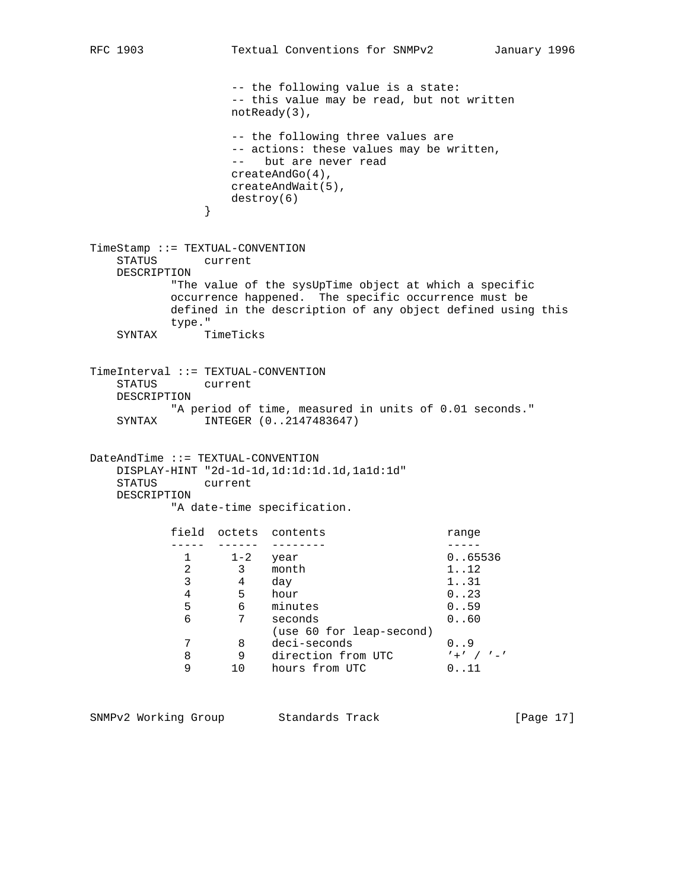```
                    -- the following value is a state:
                    -- this value may be read, but not written
                    notReady(3),

                    -- the following three values are
                    -- actions: these values may be written,
                    --   but are never read
                    createAndGo(4),
                    createAndWait(5),
                    destroy(6)
                }


TimeStamp ::= TEXTUAL-CONVENTION
    STATUS       current
    DESCRIPTION
            "The value of the sysUpTime object at which a specific
            occurrence happened.  The specific occurrence must be
            defined in the description of any object defined using this
            type."
    SYNTAX       TimeTicks


TimeInterval ::= TEXTUAL-CONVENTION
    STATUS       current
    DESCRIPTION
            "A period of time, measured in units of 0.01 seconds."
    SYNTAX       INTEGER (0..2147483647)


DateAndTime ::= TEXTUAL-CONVENTION
    DISPLAY-HINT "2d-1d-1d,1d:1d:1d.1d,1a1d:1d"
    STATUS       current
    DESCRIPTION
            "A date-time specification.

            field  octets  contents                  range
            -----  ------  --------                  -----
              1      1-2   year                      0..65536
              2       3    month                     1..12
              3       4    day                       1..31
              4       5    hour                      0..23
              5       6    minutes                   0..59
              6       7    seconds                   0..60
                           (use 60 for leap-second)
              7       8    deci-seconds              0..9
              8       9    direction from UTC        '+' / '-'
              9      10    hours from UTC            0..11
```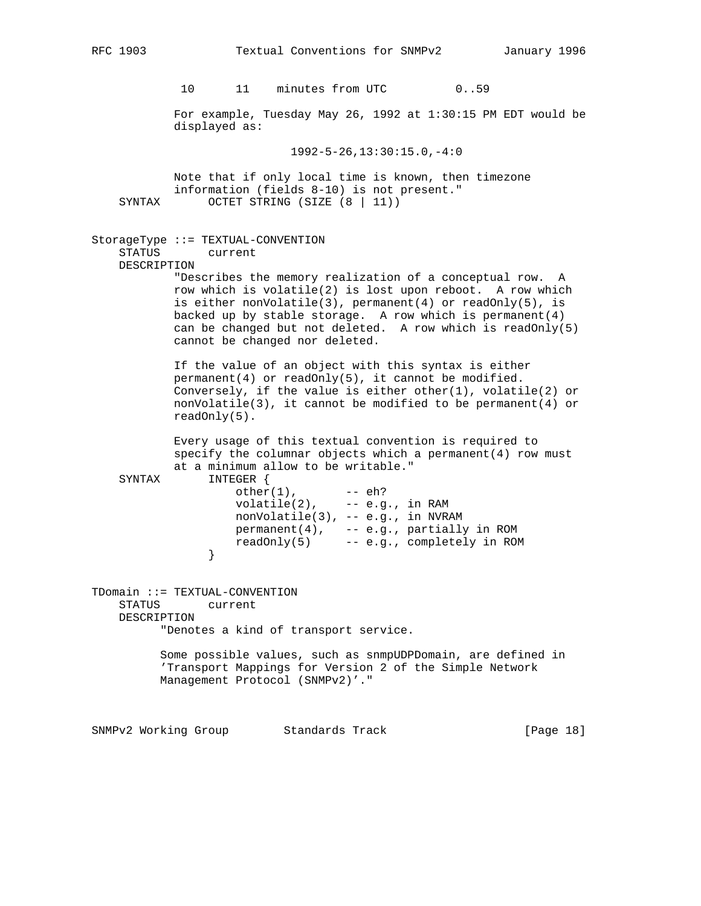```
             10      11    minutes from UTC          0..59

            For example, Tuesday May 26, 1992 at 1:30:15 PM EDT would be
            displayed as:

                             1992-5-26,13:30:15.0,-4:0

            Note that if only local time is known, then timezone
            information (fields 8-10) is not present."
    SYNTAX       OCTET STRING (SIZE (8 | 11))


StorageType ::= TEXTUAL-CONVENTION
    STATUS       current
    DESCRIPTION
            "Describes the memory realization of a conceptual row.  A
            row which is volatile(2) is lost upon reboot.  A row which
            is either nonVolatile(3), permanent(4) or readOnly(5), is
            backed up by stable storage.  A row which is permanent(4)
            can be changed but not deleted.  A row which is readOnly(5)
            cannot be changed nor deleted.

            If the value of an object with this syntax is either
            permanent(4) or readOnly(5), it cannot be modified.
            Conversely, if the value is either other(1), volatile(2) or
            nonVolatile(3), it cannot be modified to be permanent(4) or
            readOnly(5).

            Every usage of this textual convention is required to
            specify the columnar objects which a permanent(4) row must
            at a minimum allow to be writable."
    SYNTAX       INTEGER {
                     other(1),       -- eh?
                     volatile(2),    -- e.g., in RAM
                     nonVolatile(3), -- e.g., in NVRAM
                     permanent(4),   -- e.g., partially in ROM
                     readOnly(5)     -- e.g., completely in ROM
                 }


TDomain ::= TEXTUAL-CONVENTION
    STATUS       current
    DESCRIPTION
          "Denotes a kind of transport service.

          Some possible values, such as snmpUDPDomain, are defined in
          'Transport Mappings for Version 2 of the Simple Network
          Management Protocol (SNMPv2)'."
```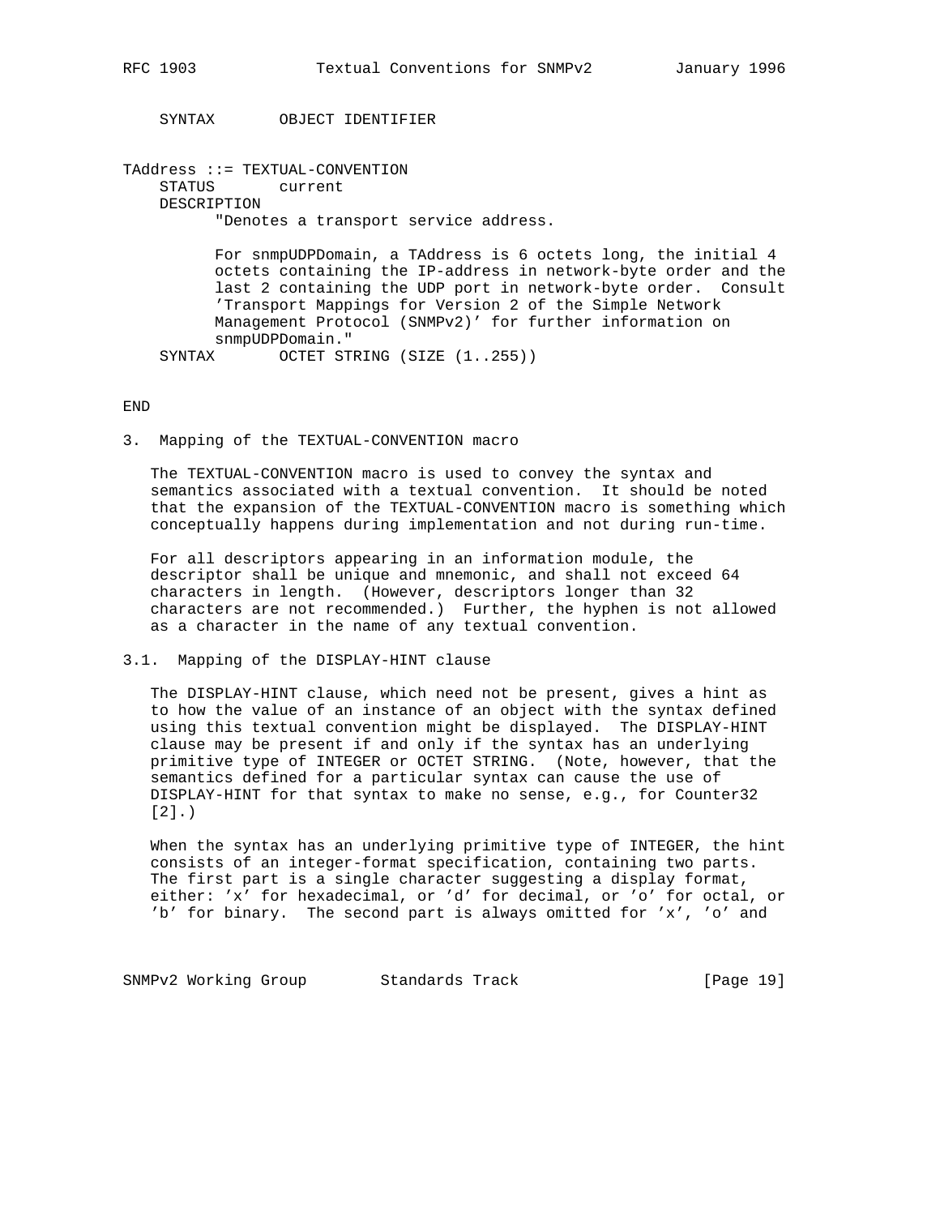```
    SYNTAX       OBJECT IDENTIFIER


TAddress ::= TEXTUAL-CONVENTION
    STATUS       current
    DESCRIPTION
          "Denotes a transport service address.

          For snmpUDPDomain, a TAddress is 6 octets long, the initial 4
          octets containing the IP-address in network-byte order and the
          last 2 containing the UDP port in network-byte order.  Consult
          'Transport Mappings for Version 2 of the Simple Network
          Management Protocol (SNMPv2)' for further information on
          snmpUDPDomain."
    SYNTAX       OCTET STRING (SIZE (1..255))


END
```

## 3. Mapping of the TEXTUAL-CONVENTION macro

The TEXTUAL-CONVENTION macro is used to convey the syntax and semantics associated with a textual convention. It should be noted that the expansion of the TEXTUAL-CONVENTION macro is something which conceptually happens during implementation and not during run-time.

For all descriptors appearing in an information module, the descriptor shall be unique and mnemonic, and shall not exceed 64 characters in length. (However, descriptors longer than 32 characters are not recommended.) Further, the hyphen is not allowed as a character in the name of any textual convention.

### 3.1. Mapping of the DISPLAY-HINT clause

The DISPLAY-HINT clause, which need not be present, gives a hint as to how the value of an instance of an object with the syntax defined using this textual convention might be displayed. The DISPLAY-HINT clause may be present if and only if the syntax has an underlying primitive type of INTEGER or OCTET STRING. (Note, however, that the semantics defined for a particular syntax can cause the use of DISPLAY-HINT for that syntax to make no sense, e.g., for Counter32 [2].)

When the syntax has an underlying primitive type of INTEGER, the hint consists of an integer-format specification, containing two parts. The first part is a single character suggesting a display format, either: 'x' for hexadecimal, or 'd' for decimal, or 'o' for octal, or 'b' for binary. The second part is always omitted for 'x', 'o' and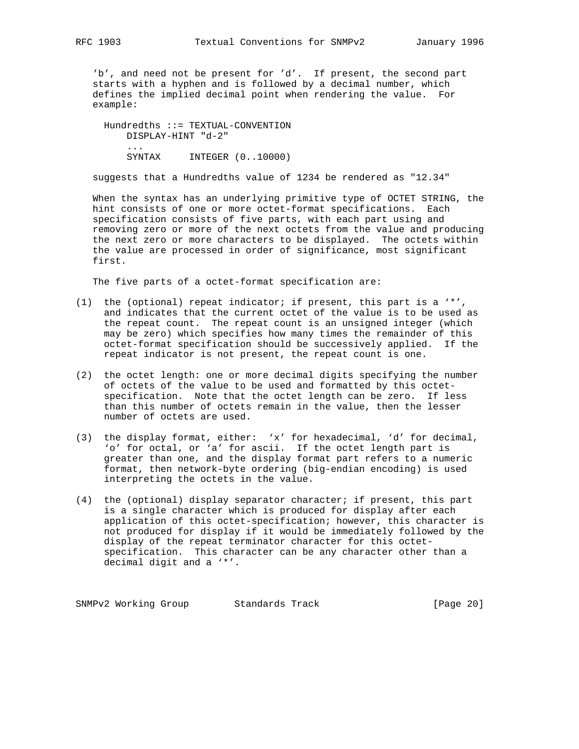'b', and need not be present for 'd'. If present, the second part starts with a hyphen and is followed by a decimal number, which defines the implied decimal point when rendering the value. For example:

```
Hundredths ::= TEXTUAL-CONVENTION
    DISPLAY-HINT "d-2"
    ...
    SYNTAX     INTEGER (0..10000)
```

suggests that a Hundredths value of 1234 be rendered as "12.34"

When the syntax has an underlying primitive type of OCTET STRING, the hint consists of one or more octet-format specifications. Each specification consists of five parts, with each part using and removing zero or more of the next octets from the value and producing the next zero or more characters to be displayed. The octets within the value are processed in order of significance, most significant first.

The five parts of a octet-format specification are:

(1) the (optional) repeat indicator; if present, this part is a '*', and indicates that the current octet of the value is to be used as the repeat count. The repeat count is an unsigned integer (which may be zero) which specifies how many times the remainder of this octet-format specification should be successively applied. If the repeat indicator is not present, the repeat count is one.

(2) the octet length: one or more decimal digits specifying the number of octets of the value to be used and formatted by this octet-specification. Note that the octet length can be zero. If less than this number of octets remain in the value, then the lesser number of octets are used.

(3) the display format, either: 'x' for hexadecimal, 'd' for decimal, 'o' for octal, or 'a' for ascii. If the octet length part is greater than one, and the display format part refers to a numeric format, then network-byte ordering (big-endian encoding) is used interpreting the octets in the value.

(4) the (optional) display separator character; if present, this part is a single character which is produced for display after each application of this octet-specification; however, this character is not produced for display if it would be immediately followed by the display of the repeat terminator character for this octet-specification. This character can be any character other than a decimal digit and a '*'.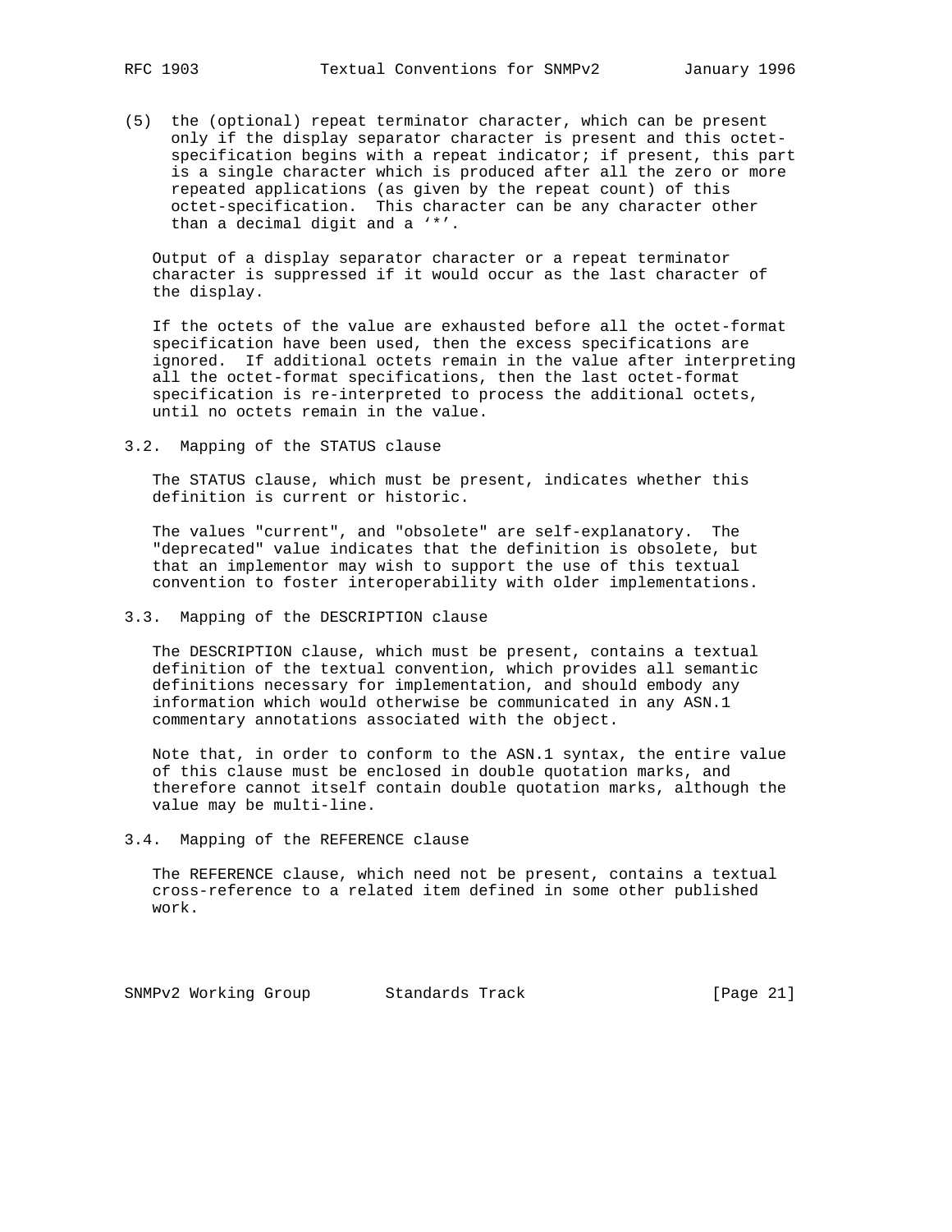(5) the (optional) repeat terminator character, which can be present only if the display separator character is present and this octet-specification begins with a repeat indicator; if present, this part is a single character which is produced after all the zero or more repeated applications (as given by the repeat count) of this octet-specification. This character can be any character other than a decimal digit and a '*'.

Output of a display separator character or a repeat terminator character is suppressed if it would occur as the last character of the display.

If the octets of the value are exhausted before all the octet-format specification have been used, then the excess specifications are ignored. If additional octets remain in the value after interpreting all the octet-format specifications, then the last octet-format specification is re-interpreted to process the additional octets, until no octets remain in the value.

## 3.2. Mapping of the STATUS clause

The STATUS clause, which must be present, indicates whether this definition is current or historic.

The values "current", and "obsolete" are self-explanatory. The "deprecated" value indicates that the definition is obsolete, but that an implementor may wish to support the use of this textual convention to foster interoperability with older implementations.

## 3.3. Mapping of the DESCRIPTION clause

The DESCRIPTION clause, which must be present, contains a textual definition of the textual convention, which provides all semantic definitions necessary for implementation, and should embody any information which would otherwise be communicated in any ASN.1 commentary annotations associated with the object.

Note that, in order to conform to the ASN.1 syntax, the entire value of this clause must be enclosed in double quotation marks, and therefore cannot itself contain double quotation marks, although the value may be multi-line.

## 3.4. Mapping of the REFERENCE clause

The REFERENCE clause, which need not be present, contains a textual cross-reference to a related item defined in some other published work.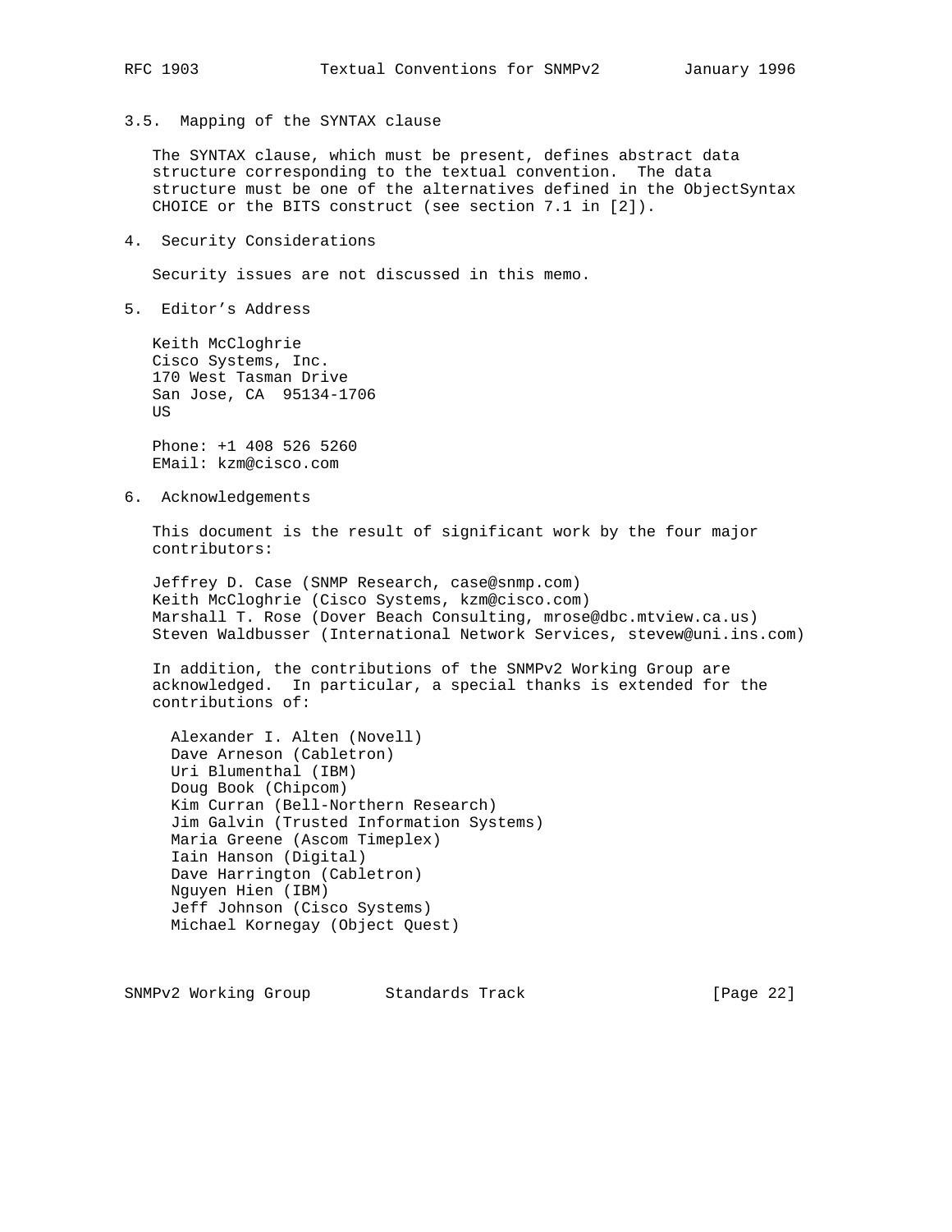### 3.5. Mapping of the SYNTAX clause

The SYNTAX clause, which must be present, defines abstract data structure corresponding to the textual convention. The data structure must be one of the alternatives defined in the ObjectSyntax CHOICE or the BITS construct (see section 7.1 in [2]).

## 4. Security Considerations

Security issues are not discussed in this memo.

## 5. Editor's Address

Keith McCloghrie
Cisco Systems, Inc.
170 West Tasman Drive
San Jose, CA  95134-1706
US

Phone: +1 408 526 5260
EMail: kzm@cisco.com

## 6. Acknowledgements

This document is the result of significant work by the four major contributors:

Jeffrey D. Case (SNMP Research, case@snmp.com)
Keith McCloghrie (Cisco Systems, kzm@cisco.com)
Marshall T. Rose (Dover Beach Consulting, mrose@dbc.mtview.ca.us)
Steven Waldbusser (International Network Services, stevew@uni.ins.com)

In addition, the contributions of the SNMPv2 Working Group are acknowledged. In particular, a special thanks is extended for the contributions of:

Alexander I. Alten (Novell)
Dave Arneson (Cabletron)
Uri Blumenthal (IBM)
Doug Book (Chipcom)
Kim Curran (Bell-Northern Research)
Jim Galvin (Trusted Information Systems)
Maria Greene (Ascom Timeplex)
Iain Hanson (Digital)
Dave Harrington (Cabletron)
Nguyen Hien (IBM)
Jeff Johnson (Cisco Systems)
Michael Kornegay (Object Quest)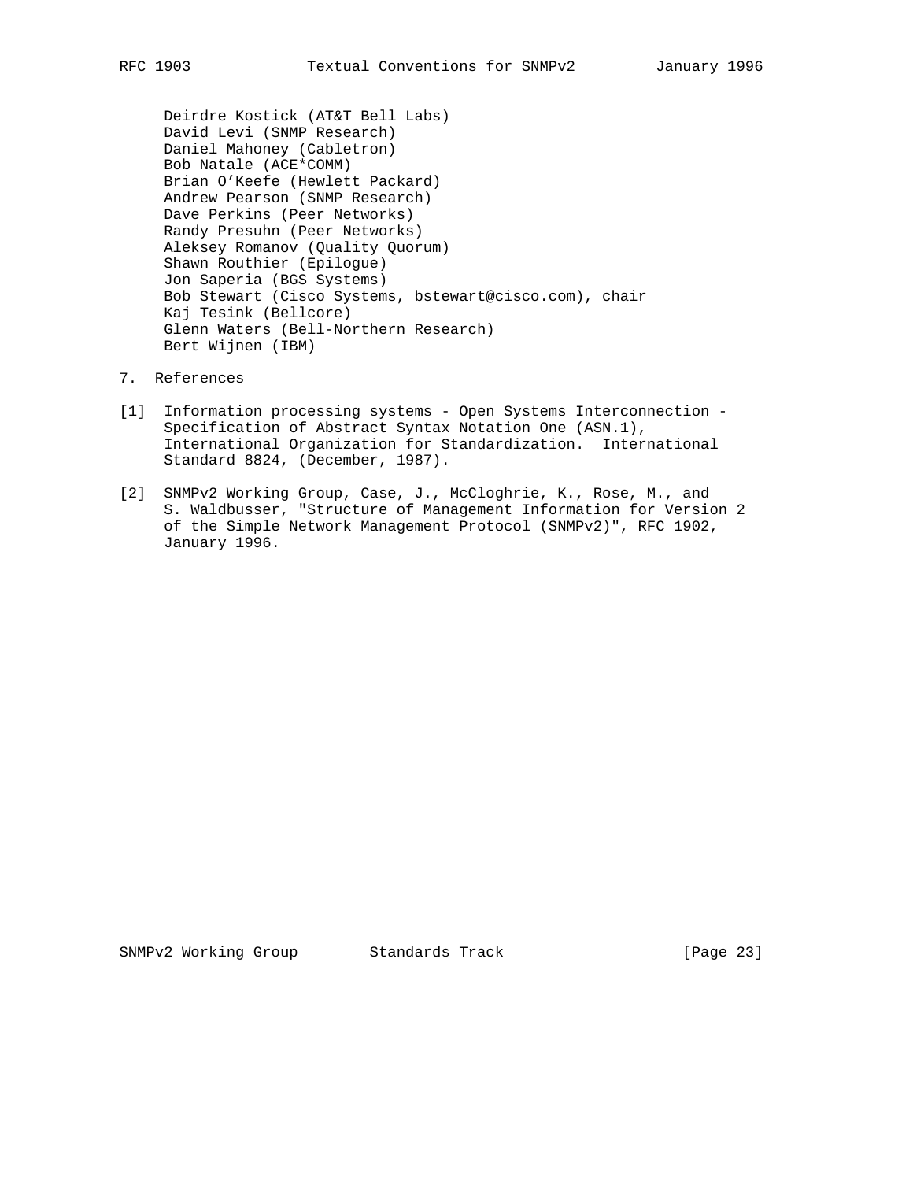Deirdre Kostick (AT&T Bell Labs)
David Levi (SNMP Research)
Daniel Mahoney (Cabletron)
Bob Natale (ACE*COMM)
Brian O'Keefe (Hewlett Packard)
Andrew Pearson (SNMP Research)
Dave Perkins (Peer Networks)
Randy Presuhn (Peer Networks)
Aleksey Romanov (Quality Quorum)
Shawn Routhier (Epilogue)
Jon Saperia (BGS Systems)
Bob Stewart (Cisco Systems, bstewart@cisco.com), chair
Kaj Tesink (Bellcore)
Glenn Waters (Bell-Northern Research)
Bert Wijnen (IBM)

## 7. References

[1] Information processing systems - Open Systems Interconnection - Specification of Abstract Syntax Notation One (ASN.1), International Organization for Standardization. International Standard 8824, (December, 1987).

[2] SNMPv2 Working Group, Case, J., McCloghrie, K., Rose, M., and S. Waldbusser, "Structure of Management Information for Version 2 of the Simple Network Management Protocol (SNMPv2)", RFC 1902, January 1996.